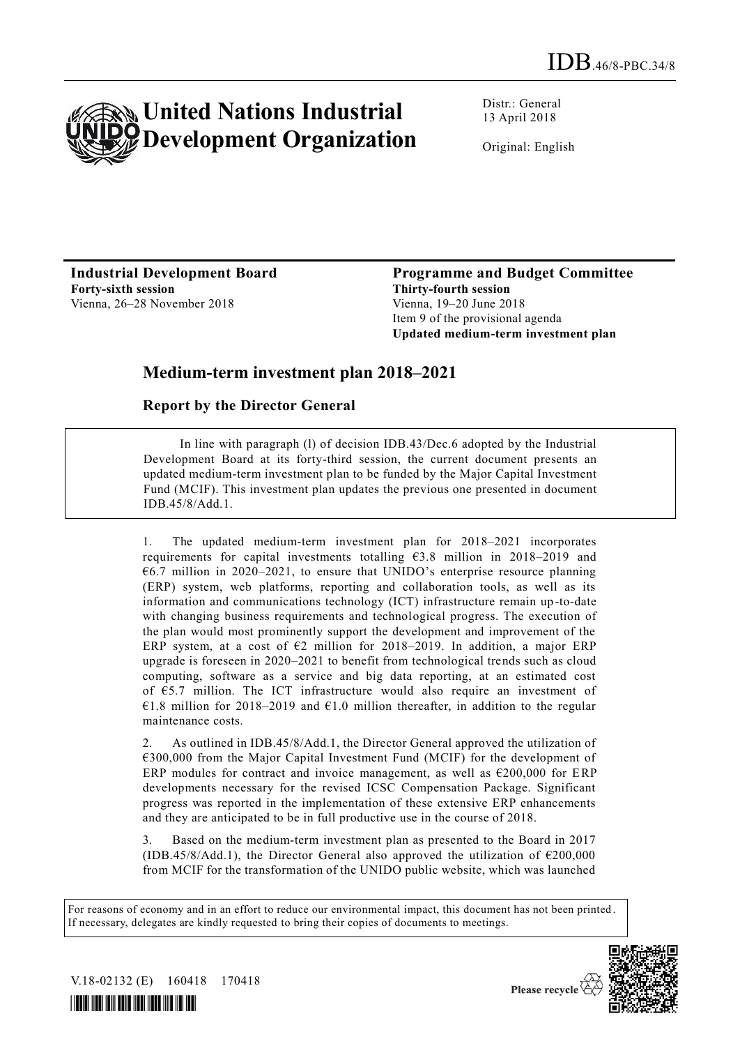IDB.46/8-PBC.34/8

# United Nations Industrial Development Organization

Distr.: General
13 April 2018

Original: English

**Industrial Development Board**
**Forty-sixth session**
Vienna, 26–28 November 2018

**Programme and Budget Committee**
**Thirty-fourth session**
Vienna, 19–20 June 2018
Item 9 of the provisional agenda
**Updated medium-term investment plan**

## Medium-term investment plan 2018–2021

### Report by the Director General

In line with paragraph (l) of decision IDB.43/Dec.6 adopted by the Industrial Development Board at its forty-third session, the current document presents an updated medium-term investment plan to be funded by the Major Capital Investment Fund (MCIF). This investment plan updates the previous one presented in document IDB.45/8/Add.1.

1. The updated medium-term investment plan for 2018–2021 incorporates requirements for capital investments totalling €3.8 million in 2018–2019 and €6.7 million in 2020–2021, to ensure that UNIDO's enterprise resource planning (ERP) system, web platforms, reporting and collaboration tools, as well as its information and communications technology (ICT) infrastructure remain up-to-date with changing business requirements and technological progress. The execution of the plan would most prominently support the development and improvement of the ERP system, at a cost of €2 million for 2018–2019. In addition, a major ERP upgrade is foreseen in 2020–2021 to benefit from technological trends such as cloud computing, software as a service and big data reporting, at an estimated cost of €5.7 million. The ICT infrastructure would also require an investment of €1.8 million for 2018–2019 and €1.0 million thereafter, in addition to the regular maintenance costs.

2. As outlined in IDB.45/8/Add.1, the Director General approved the utilization of €300,000 from the Major Capital Investment Fund (MCIF) for the development of ERP modules for contract and invoice management, as well as €200,000 for ERP developments necessary for the revised ICSC Compensation Package. Significant progress was reported in the implementation of these extensive ERP enhancements and they are anticipated to be in full productive use in the course of 2018.

3. Based on the medium-term investment plan as presented to the Board in 2017 (IDB.45/8/Add.1), the Director General also approved the utilization of €200,000 from MCIF for the transformation of the UNIDO public website, which was launched

For reasons of economy and in an effort to reduce our environmental impact, this document has not been printed. If necessary, delegates are kindly requested to bring their copies of documents to meetings.

V.18-02132 (E) 160418 170418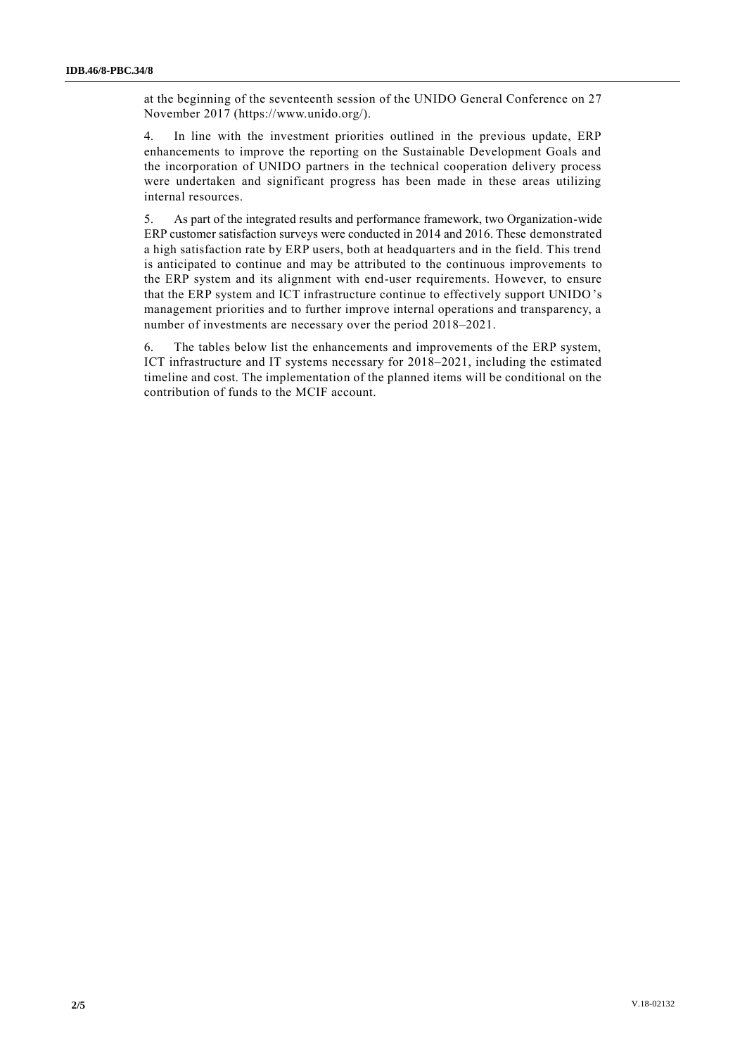at the beginning of the seventeenth session of the UNIDO General Conference on 27 November 2017 (https://www.unido.org/).

4. In line with the investment priorities outlined in the previous update, ERP enhancements to improve the reporting on the Sustainable Development Goals and the incorporation of UNIDO partners in the technical cooperation delivery process were undertaken and significant progress has been made in these areas utilizing internal resources.

5. As part of the integrated results and performance framework, two Organization-wide ERP customer satisfaction surveys were conducted in 2014 and 2016. These demonstrated a high satisfaction rate by ERP users, both at headquarters and in the field. This trend is anticipated to continue and may be attributed to the continuous improvements to the ERP system and its alignment with end-user requirements. However, to ensure that the ERP system and ICT infrastructure continue to effectively support UNIDO's management priorities and to further improve internal operations and transparency, a number of investments are necessary over the period 2018–2021.

6. The tables below list the enhancements and improvements of the ERP system, ICT infrastructure and IT systems necessary for 2018–2021, including the estimated timeline and cost. The implementation of the planned items will be conditional on the contribution of funds to the MCIF account.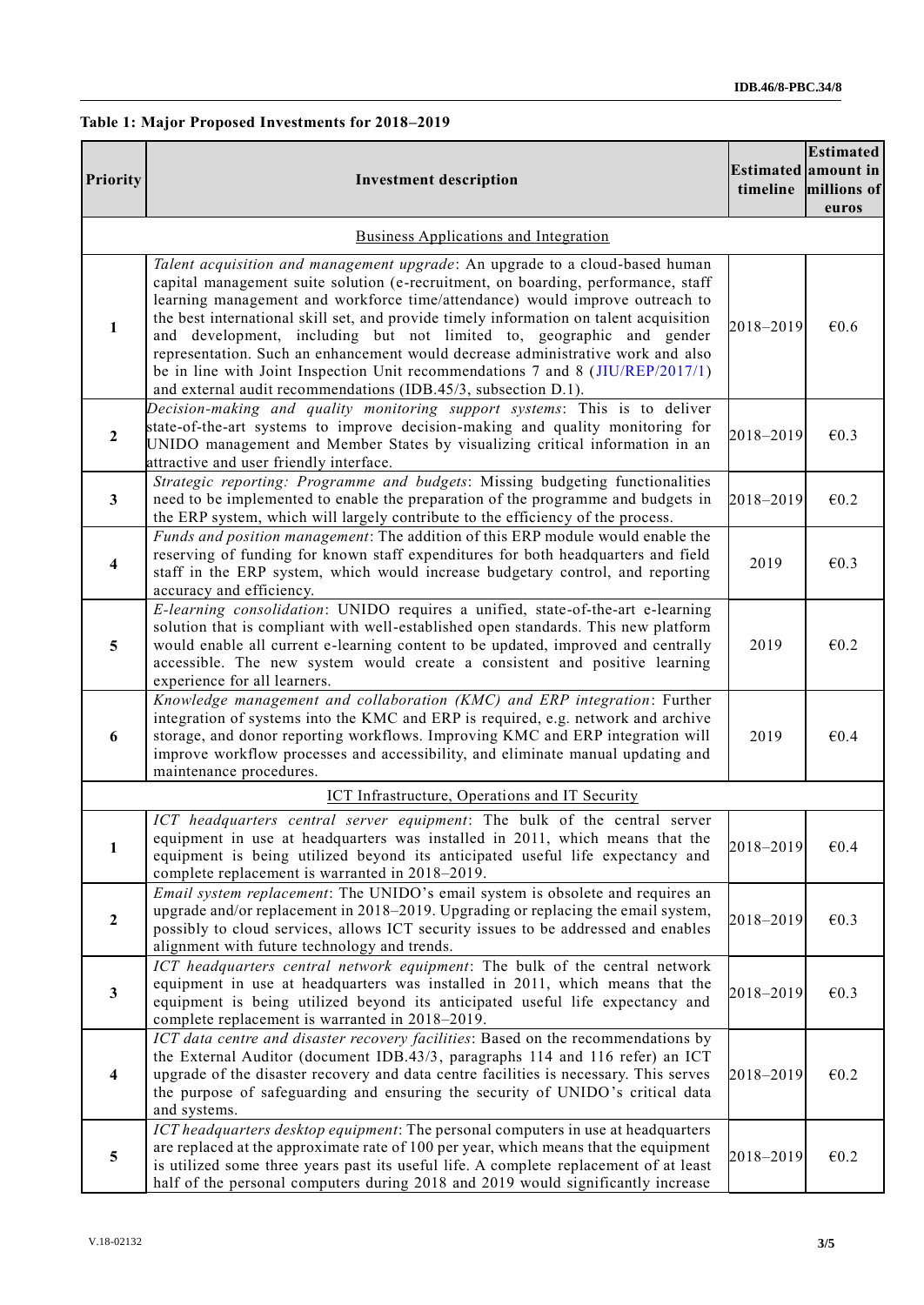**Table 1: Major Proposed Investments for 2018–2019**

| Priority | Investment description | Estimated timeline | Estimated amount in millions of euros |
|---|---|---|---|
| | Business Applications and Integration | | |
| 1 | *Talent acquisition and management upgrade*: An upgrade to a cloud-based human capital management suite solution (e-recruitment, on boarding, performance, staff learning management and workforce time/attendance) would improve outreach to the best international skill set, and provide timely information on talent acquisition and development, including but not limited to, geographic and gender representation. Such an enhancement would decrease administrative work and also be in line with Joint Inspection Unit recommendations 7 and 8 (JIU/REP/2017/1) and external audit recommendations (IDB.45/3, subsection D.1). | 2018–2019 | €0.6 |
| 2 | *Decision-making and quality monitoring support systems*: This is to deliver state-of-the-art systems to improve decision-making and quality monitoring for UNIDO management and Member States by visualizing critical information in an attractive and user friendly interface. | 2018–2019 | €0.3 |
| 3 | *Strategic reporting: Programme and budgets*: Missing budgeting functionalities need to be implemented to enable the preparation of the programme and budgets in the ERP system, which will largely contribute to the efficiency of the process. | 2018–2019 | €0.2 |
| 4 | *Funds and position management*: The addition of this ERP module would enable the reserving of funding for known staff expenditures for both headquarters and field staff in the ERP system, which would increase budgetary control, and reporting accuracy and efficiency. | 2019 | €0.3 |
| 5 | *E-learning consolidation*: UNIDO requires a unified, state-of-the-art e-learning solution that is compliant with well-established open standards. This new platform would enable all current e-learning content to be updated, improved and centrally accessible. The new system would create a consistent and positive learning experience for all learners. | 2019 | €0.2 |
| 6 | *Knowledge management and collaboration (KMC) and ERP integration*: Further integration of systems into the KMC and ERP is required, e.g. network and archive storage, and donor reporting workflows. Improving KMC and ERP integration will improve workflow processes and accessibility, and eliminate manual updating and maintenance procedures. | 2019 | €0.4 |
| | ICT Infrastructure, Operations and IT Security | | |
| 1 | *ICT headquarters central server equipment*: The bulk of the central server equipment in use at headquarters was installed in 2011, which means that the equipment is being utilized beyond its anticipated useful life expectancy and complete replacement is warranted in 2018–2019. | 2018–2019 | €0.4 |
| 2 | *Email system replacement*: The UNIDO's email system is obsolete and requires an upgrade and/or replacement in 2018–2019. Upgrading or replacing the email system, possibly to cloud services, allows ICT security issues to be addressed and enables alignment with future technology and trends. | 2018–2019 | €0.3 |
| 3 | *ICT headquarters central network equipment*: The bulk of the central network equipment in use at headquarters was installed in 2011, which means that the equipment is being utilized beyond its anticipated useful life expectancy and complete replacement is warranted in 2018–2019. | 2018–2019 | €0.3 |
| 4 | *ICT data centre and disaster recovery facilities*: Based on the recommendations by the External Auditor (document IDB.43/3, paragraphs 114 and 116 refer) an ICT upgrade of the disaster recovery and data centre facilities is necessary. This serves the purpose of safeguarding and ensuring the security of UNIDO's critical data and systems. | 2018–2019 | €0.2 |
| 5 | *ICT headquarters desktop equipment*: The personal computers in use at headquarters are replaced at the approximate rate of 100 per year, which means that the equipment is utilized some three years past its useful life. A complete replacement of at least half of the personal computers during 2018 and 2019 would significantly increase | 2018–2019 | €0.2 |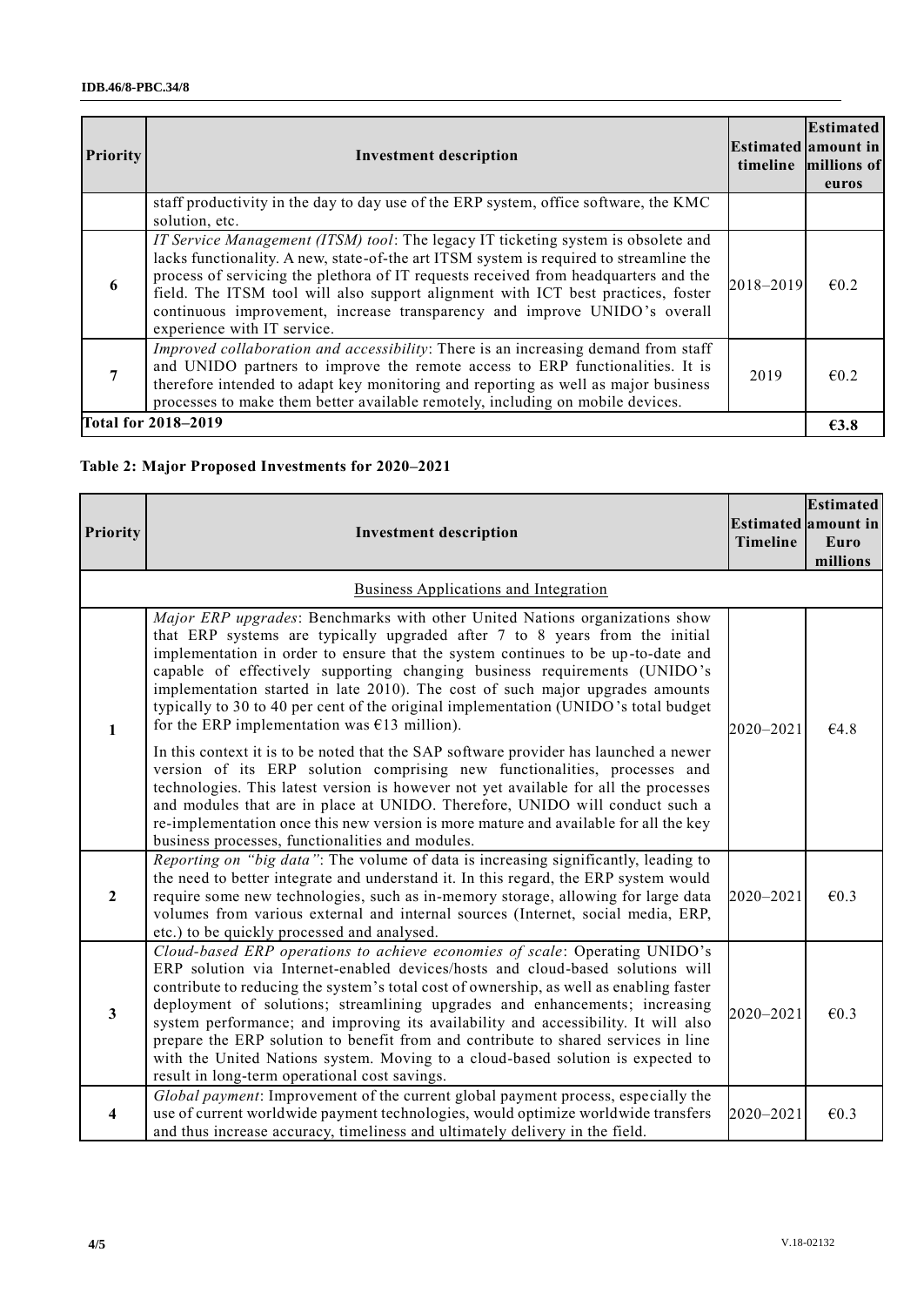| Priority | Investment description | Estimated timeline | Estimated amount in millions of euros |
|---|---|---|---|
| | staff productivity in the day to day use of the ERP system, office software, the KMC solution, etc. | | |
| 6 | *IT Service Management (ITSM) tool*: The legacy IT ticketing system is obsolete and lacks functionality. A new, state-of-the art ITSM system is required to streamline the process of servicing the plethora of IT requests received from headquarters and the field. The ITSM tool will also support alignment with ICT best practices, foster continuous improvement, increase transparency and improve UNIDO's overall experience with IT service. | 2018–2019 | €0.2 |
| 7 | *Improved collaboration and accessibility*: There is an increasing demand from staff and UNIDO partners to improve the remote access to ERP functionalities. It is therefore intended to adapt key monitoring and reporting as well as major business processes to make them better available remotely, including on mobile devices. | 2019 | €0.2 |
| **Total for 2018–2019** | | | **€3.8** |

**Table 2: Major Proposed Investments for 2020–2021**

| Priority | Investment description | Estimated Timeline | Estimated amount in Euro millions |
|---|---|---|---|
| | Business Applications and Integration | | |
| 1 | *Major ERP upgrades*: Benchmarks with other United Nations organizations show that ERP systems are typically upgraded after 7 to 8 years from the initial implementation in order to ensure that the system continues to be up-to-date and capable of effectively supporting changing business requirements (UNIDO's implementation started in late 2010). The cost of such major upgrades amounts typically to 30 to 40 per cent of the original implementation (UNIDO's total budget for the ERP implementation was €13 million).<br><br>In this context it is to be noted that the SAP software provider has launched a newer version of its ERP solution comprising new functionalities, processes and technologies. This latest version is however not yet available for all the processes and modules that are in place at UNIDO. Therefore, UNIDO will conduct such a re-implementation once this new version is more mature and available for all the key business processes, functionalities and modules. | 2020–2021 | €4.8 |
| 2 | *Reporting on "big data"*: The volume of data is increasing significantly, leading to the need to better integrate and understand it. In this regard, the ERP system would require some new technologies, such as in-memory storage, allowing for large data volumes from various external and internal sources (Internet, social media, ERP, etc.) to be quickly processed and analysed. | 2020–2021 | €0.3 |
| 3 | *Cloud-based ERP operations to achieve economies of scale*: Operating UNIDO's ERP solution via Internet-enabled devices/hosts and cloud-based solutions will contribute to reducing the system's total cost of ownership, as well as enabling faster deployment of solutions; streamlining upgrades and enhancements; increasing system performance; and improving its availability and accessibility. It will also prepare the ERP solution to benefit from and contribute to shared services in line with the United Nations system. Moving to a cloud-based solution is expected to result in long-term operational cost savings. | 2020–2021 | €0.3 |
| 4 | *Global payment*: Improvement of the current global payment process, especially the use of current worldwide payment technologies, would optimize worldwide transfers and thus increase accuracy, timeliness and ultimately delivery in the field. | 2020–2021 | €0.3 |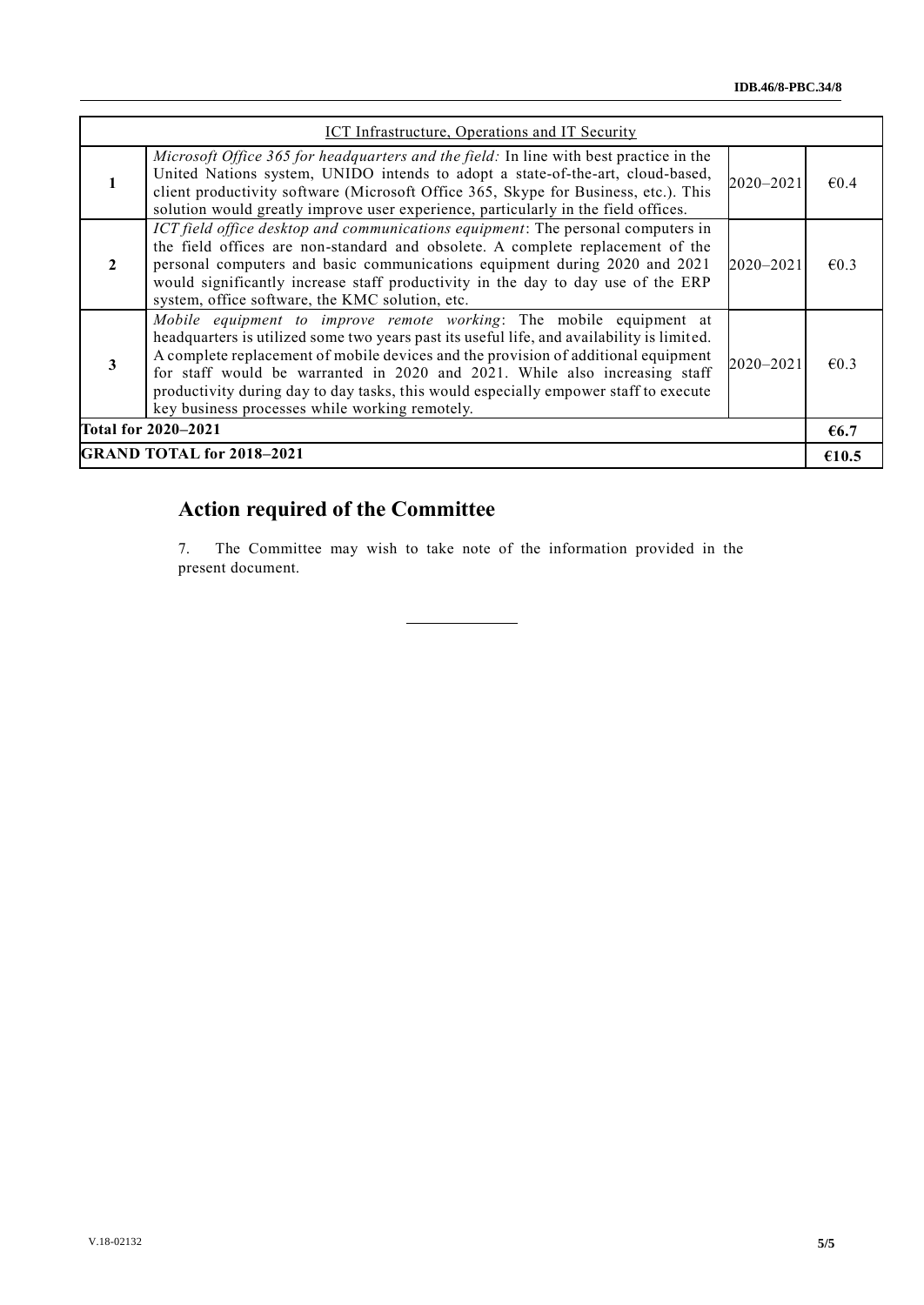| | | | |
|---|---|---|---|
| ICT Infrastructure, Operations and IT Security | | | |
| **1** | *Microsoft Office 365 for headquarters and the field:* In line with best practice in the United Nations system, UNIDO intends to adopt a state-of-the-art, cloud-based, client productivity software (Microsoft Office 365, Skype for Business, etc.). This solution would greatly improve user experience, particularly in the field offices. | 2020–2021 | €0.4 |
| **2** | *ICT field office desktop and communications equipment*: The personal computers in the field offices are non-standard and obsolete. A complete replacement of the personal computers and basic communications equipment during 2020 and 2021 would significantly increase staff productivity in the day to day use of the ERP system, office software, the KMC solution, etc. | 2020–2021 | €0.3 |
| **3** | *Mobile equipment to improve remote working*: The mobile equipment at headquarters is utilized some two years past its useful life, and availability is limited. A complete replacement of mobile devices and the provision of additional equipment for staff would be warranted in 2020 and 2021. While also increasing staff productivity during day to day tasks, this would especially empower staff to execute key business processes while working remotely. | 2020–2021 | €0.3 |
| **Total for 2020–2021** | | | **€6.7** |
| **GRAND TOTAL for 2018–2021** | | | **€10.5** |

## Action required of the Committee

7. The Committee may wish to take note of the information provided in the present document.